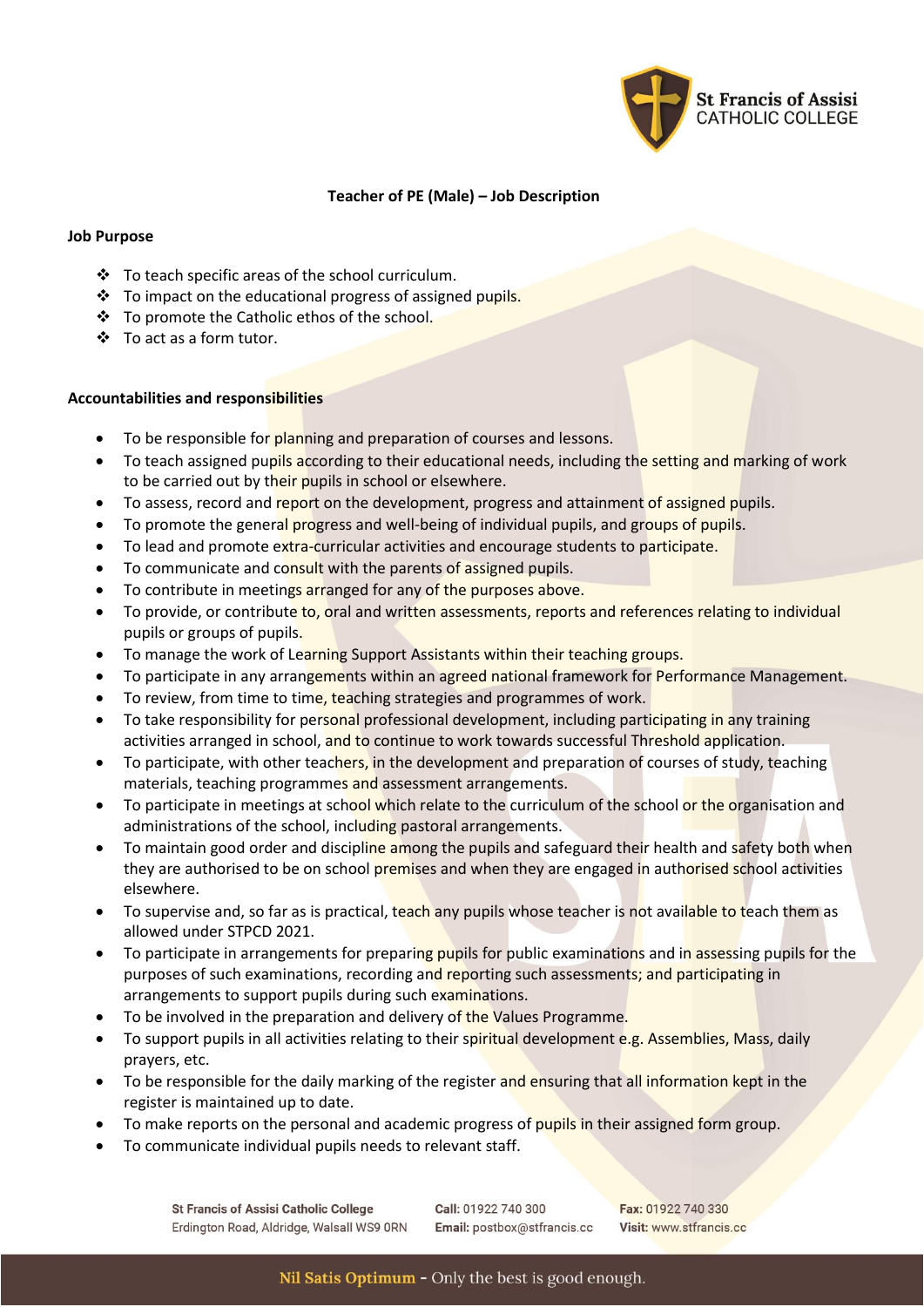# Teacher of PE (Male) – Job Description

## Job Purpose

- To teach specific areas of the school curriculum.
- To impact on the educational progress of assigned pupils.
- To promote the Catholic ethos of the school.
- To act as a form tutor.

## Accountabilities and responsibilities

- To be responsible for planning and preparation of courses and lessons.
- To teach assigned pupils according to their educational needs, including the setting and marking of work to be carried out by their pupils in school or elsewhere.
- To assess, record and report on the development, progress and attainment of assigned pupils.
- To promote the general progress and well-being of individual pupils, and groups of pupils.
- To lead and promote extra-curricular activities and encourage students to participate.
- To communicate and consult with the parents of assigned pupils.
- To contribute in meetings arranged for any of the purposes above.
- To provide, or contribute to, oral and written assessments, reports and references relating to individual pupils or groups of pupils.
- To manage the work of Learning Support Assistants within their teaching groups.
- To participate in any arrangements within an agreed national framework for Performance Management.
- To review, from time to time, teaching strategies and programmes of work.
- To take responsibility for personal professional development, including participating in any training activities arranged in school, and to continue to work towards successful Threshold application.
- To participate, with other teachers, in the development and preparation of courses of study, teaching materials, teaching programmes and assessment arrangements.
- To participate in meetings at school which relate to the curriculum of the school or the organisation and administrations of the school, including pastoral arrangements.
- To maintain good order and discipline among the pupils and safeguard their health and safety both when they are authorised to be on school premises and when they are engaged in authorised school activities elsewhere.
- To supervise and, so far as is practical, teach any pupils whose teacher is not available to teach them as allowed under STPCD 2021.
- To participate in arrangements for preparing pupils for public examinations and in assessing pupils for the purposes of such examinations, recording and reporting such assessments; and participating in arrangements to support pupils during such examinations.
- To be involved in the preparation and delivery of the Values Programme.
- To support pupils in all activities relating to their spiritual development e.g. Assemblies, Mass, daily prayers, etc.
- To be responsible for the daily marking of the register and ensuring that all information kept in the register is maintained up to date.
- To make reports on the personal and academic progress of pupils in their assigned form group.
- To communicate individual pupils needs to relevant staff.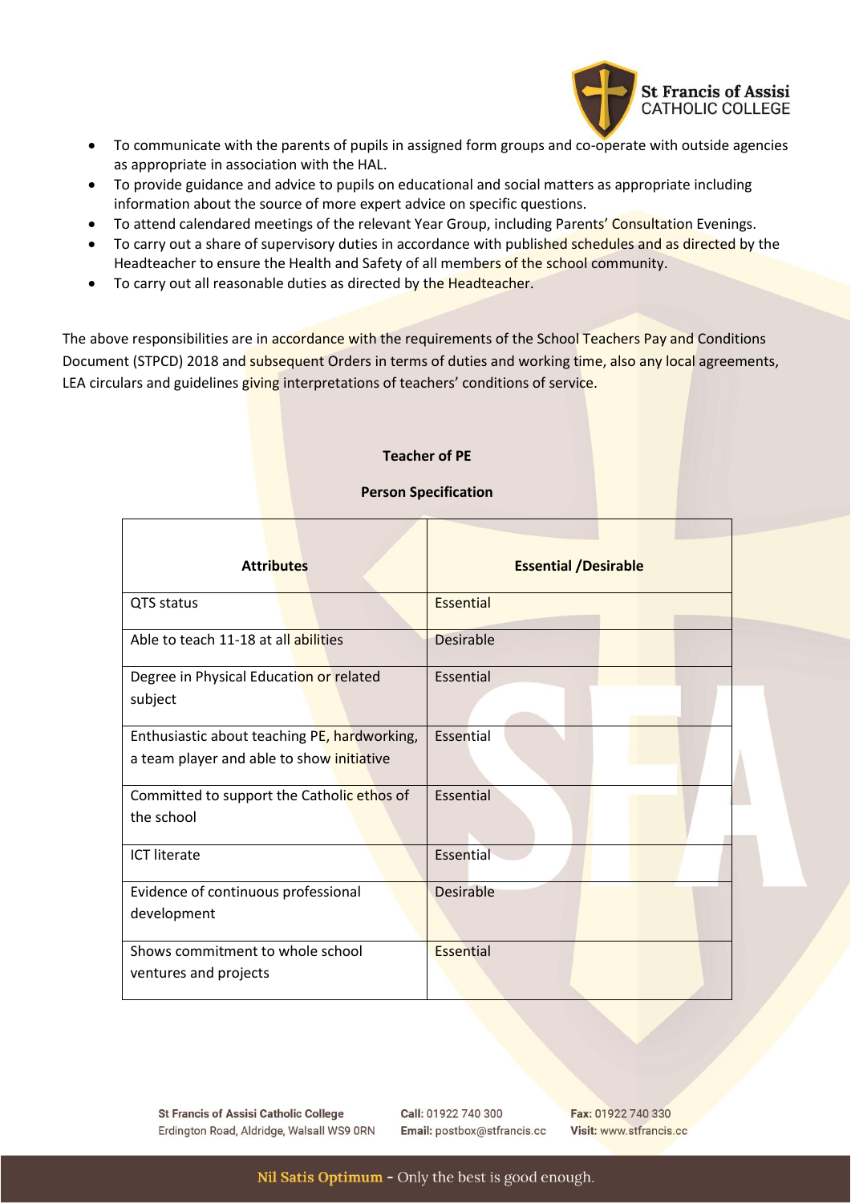- To communicate with the parents of pupils in assigned form groups and co-operate with outside agencies as appropriate in association with the HAL.
- To provide guidance and advice to pupils on educational and social matters as appropriate including information about the source of more expert advice on specific questions.
- To attend calendared meetings of the relevant Year Group, including Parents' Consultation Evenings.
- To carry out a share of supervisory duties in accordance with published schedules and as directed by the Headteacher to ensure the Health and Safety of all members of the school community.
- To carry out all reasonable duties as directed by the Headteacher.

The above responsibilities are in accordance with the requirements of the School Teachers Pay and Conditions Document (STPCD) 2018 and subsequent Orders in terms of duties and working time, also any local agreements, LEA circulars and guidelines giving interpretations of teachers' conditions of service.

**Teacher of PE**

**Person Specification**

| **Attributes** | **Essential /Desirable** |
|---|---|
| QTS status | Essential |
| Able to teach 11-18 at all abilities | Desirable |
| Degree in Physical Education or related subject | Essential |
| Enthusiastic about teaching PE, hardworking, a team player and able to show initiative | Essential |
| Committed to support the Catholic ethos of the school | Essential |
| ICT literate | Essential |
| Evidence of continuous professional development | Desirable |
| Shows commitment to whole school ventures and projects | Essential |